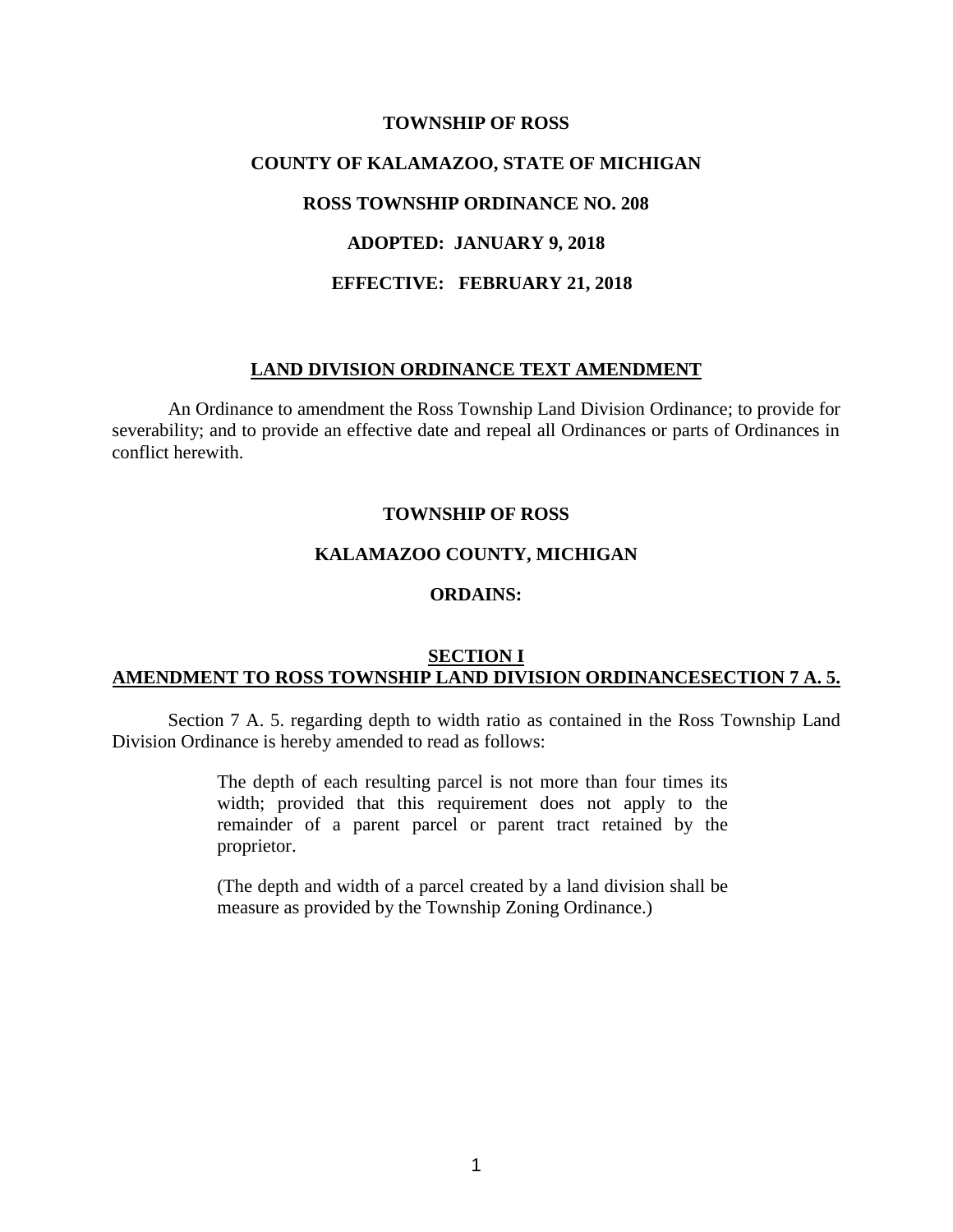**TOWNSHIP OF ROSS**

**COUNTY OF KALAMAZOO, STATE OF MICHIGAN**

**ROSS TOWNSHIP ORDINANCE NO. 208**

**ADOPTED: JANUARY 9, 2018**

**EFFECTIVE: FEBRUARY 21, 2018**

**LAND DIVISION ORDINANCE TEXT AMENDMENT**

An Ordinance to amendment the Ross Township Land Division Ordinance; to provide for severability; and to provide an effective date and repeal all Ordinances or parts of Ordinances in conflict herewith.

**TOWNSHIP OF ROSS**

**KALAMAZOO COUNTY, MICHIGAN**

**ORDAINS:**

**SECTION I**
**AMENDMENT TO ROSS TOWNSHIP LAND DIVISION ORDINANCESECTION 7 A. 5.**

Section 7 A. 5. regarding depth to width ratio as contained in the Ross Township Land Division Ordinance is hereby amended to read as follows:

> The depth of each resulting parcel is not more than four times its width; provided that this requirement does not apply to the remainder of a parent parcel or parent tract retained by the proprietor.
>
> (The depth and width of a parcel created by a land division shall be measure as provided by the Township Zoning Ordinance.)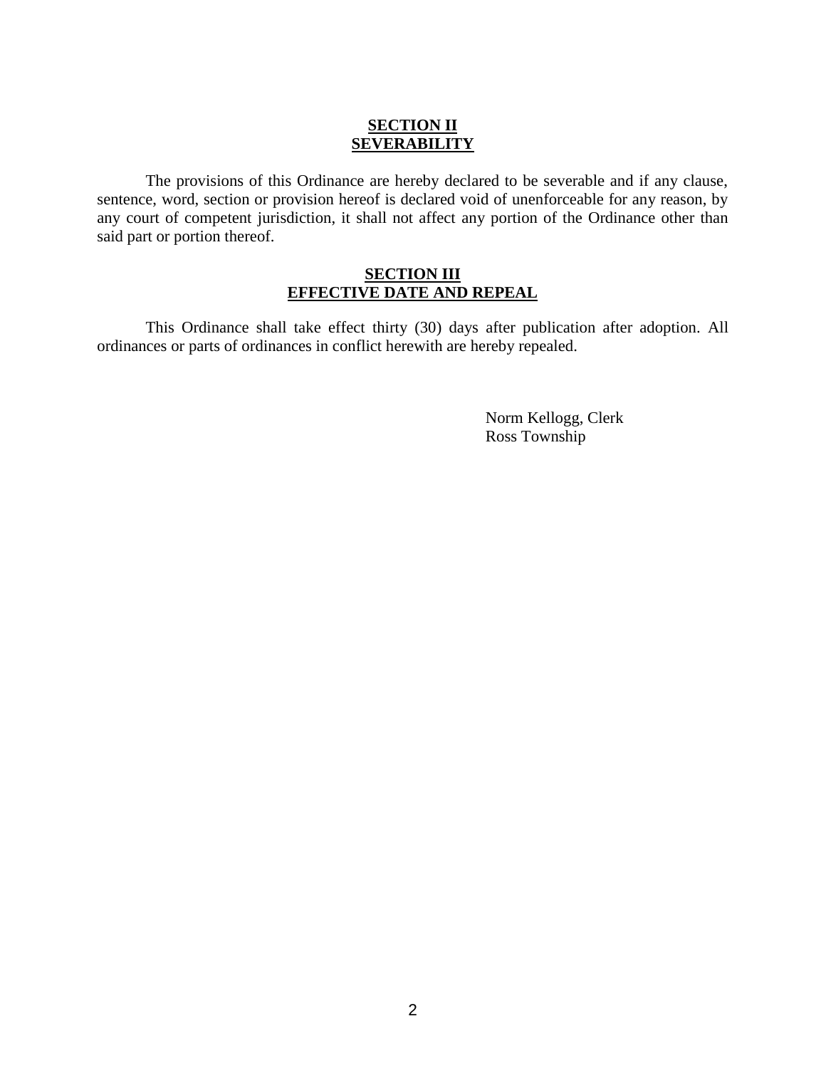## SECTION II
## SEVERABILITY

The provisions of this Ordinance are hereby declared to be severable and if any clause, sentence, word, section or provision hereof is declared void of unenforceable for any reason, by any court of competent jurisdiction, it shall not affect any portion of the Ordinance other than said part or portion thereof.

## SECTION III
## EFFECTIVE DATE AND REPEAL

This Ordinance shall take effect thirty (30) days after publication after adoption. All ordinances or parts of ordinances in conflict herewith are hereby repealed.

Norm Kellogg, Clerk
Ross Township